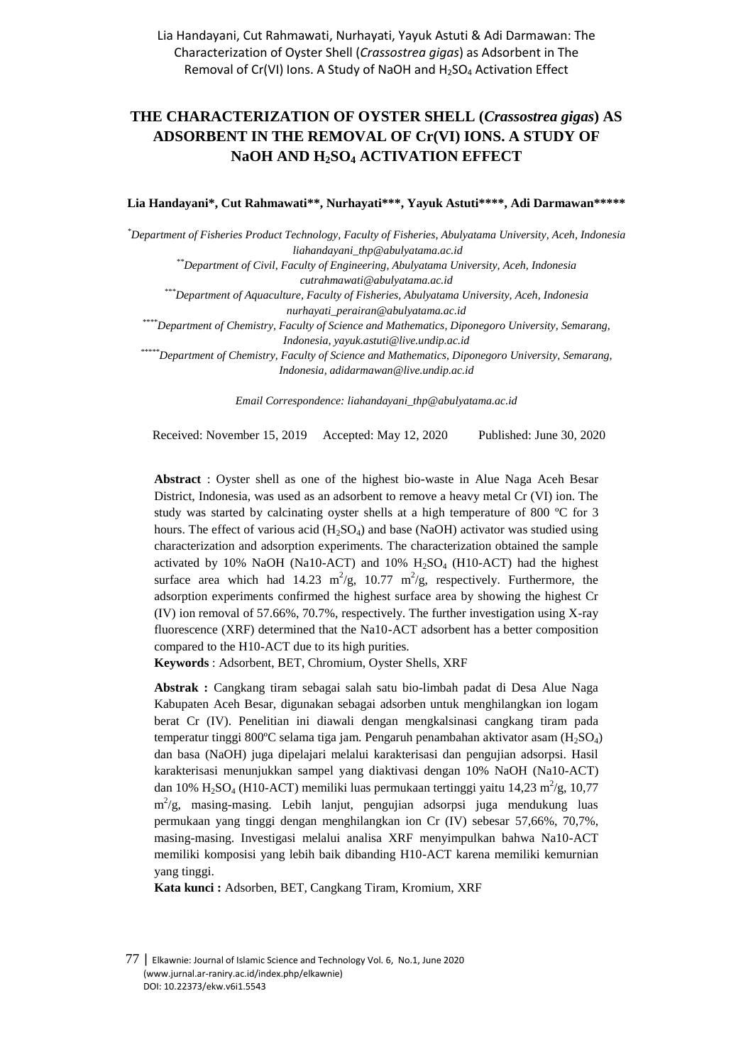# THE CHARACTERIZATION OF OYSTER SHELL (*Crassostrea gigas*) AS ADSORBENT IN THE REMOVAL OF Cr(VI) IONS. A STUDY OF NaOH AND $H_2SO_4$ ACTIVATION EFFECT

**Lia Handayani\*, Cut Rahmawati\*\*, Nurhayati\*\*\*, Yayuk Astuti\*\*\*\*, Adi Darmawan\*\*\*\*\***

*\*Department of Fisheries Product Technology, Faculty of Fisheries, Abulyatama University, Aceh, Indonesia liahandayani_thp@abulyatama.ac.id*

*\*\*Department of Civil, Faculty of Engineering, Abulyatama University, Aceh, Indonesia cutrahmawati@abulyatama.ac.id*

*\*\*\*Department of Aquaculture, Faculty of Fisheries, Abulyatama University, Aceh, Indonesia nurhayati_perairan@abulyatama.ac.id*

*\*\*\*\*Department of Chemistry, Faculty of Science and Mathematics, Diponegoro University, Semarang, Indonesia, yayuk.astuti@live.undip.ac.id*

*\*\*\*\*\*Department of Chemistry, Faculty of Science and Mathematics, Diponegoro University, Semarang, Indonesia, adidarmawan@live.undip.ac.id*

*Email Correspondence: liahandayani_thp@abulyatama.ac.id*

Received: November 15, 2019 Accepted: May 12, 2020 Published: June 30, 2020

**Abstract** : Oyster shell as one of the highest bio-waste in Alue Naga Aceh Besar District, Indonesia, was used as an adsorbent to remove a heavy metal Cr (VI) ion. The study was started by calcinating oyster shells at a high temperature of 800 ºC for 3 hours. The effect of various acid ($H_2SO_4$) and base (NaOH) activator was studied using characterization and adsorption experiments. The characterization obtained the sample activated by 10% NaOH (Na10-ACT) and 10% $H_2SO_4$ (H10-ACT) had the highest surface area which had 14.23 $m^2/g$, 10.77 $m^2/g$, respectively. Furthermore, the adsorption experiments confirmed the highest surface area by showing the highest Cr (IV) ion removal of 57.66%, 70.7%, respectively. The further investigation using X-ray fluorescence (XRF) determined that the Na10-ACT adsorbent has a better composition compared to the H10-ACT due to its high purities.

**Keywords** : Adsorbent, BET, Chromium, Oyster Shells, XRF

**Abstrak :** Cangkang tiram sebagai salah satu bio-limbah padat di Desa Alue Naga Kabupaten Aceh Besar, digunakan sebagai adsorben untuk menghilangkan ion logam berat Cr (IV). Penelitian ini diawali dengan mengkalsinasi cangkang tiram pada temperatur tinggi 800ºC selama tiga jam. Pengaruh penambahan aktivator asam ($H_2SO_4$) dan basa (NaOH) juga dipelajari melalui karakterisasi dan pengujian adsorpsi. Hasil karakterisasi menunjukkan sampel yang diaktivasi dengan 10% NaOH (Na10-ACT) dan 10% $H_2SO_4$ (H10-ACT) memiliki luas permukaan tertinggi yaitu 14,23 $m^2/g$, 10,77 $m^2/g$, masing-masing. Lebih lanjut, pengujian adsorpsi juga mendukung luas permukaan yang tinggi dengan menghilangkan ion Cr (IV) sebesar 57,66%, 70,7%, masing-masing. Investigasi melalui analisa XRF menyimpulkan bahwa Na10-ACT memiliki komposisi yang lebih baik dibanding H10-ACT karena memiliki kemurnian yang tinggi.

**Kata kunci :** Adsorben, BET, Cangkang Tiram, Kromium, XRF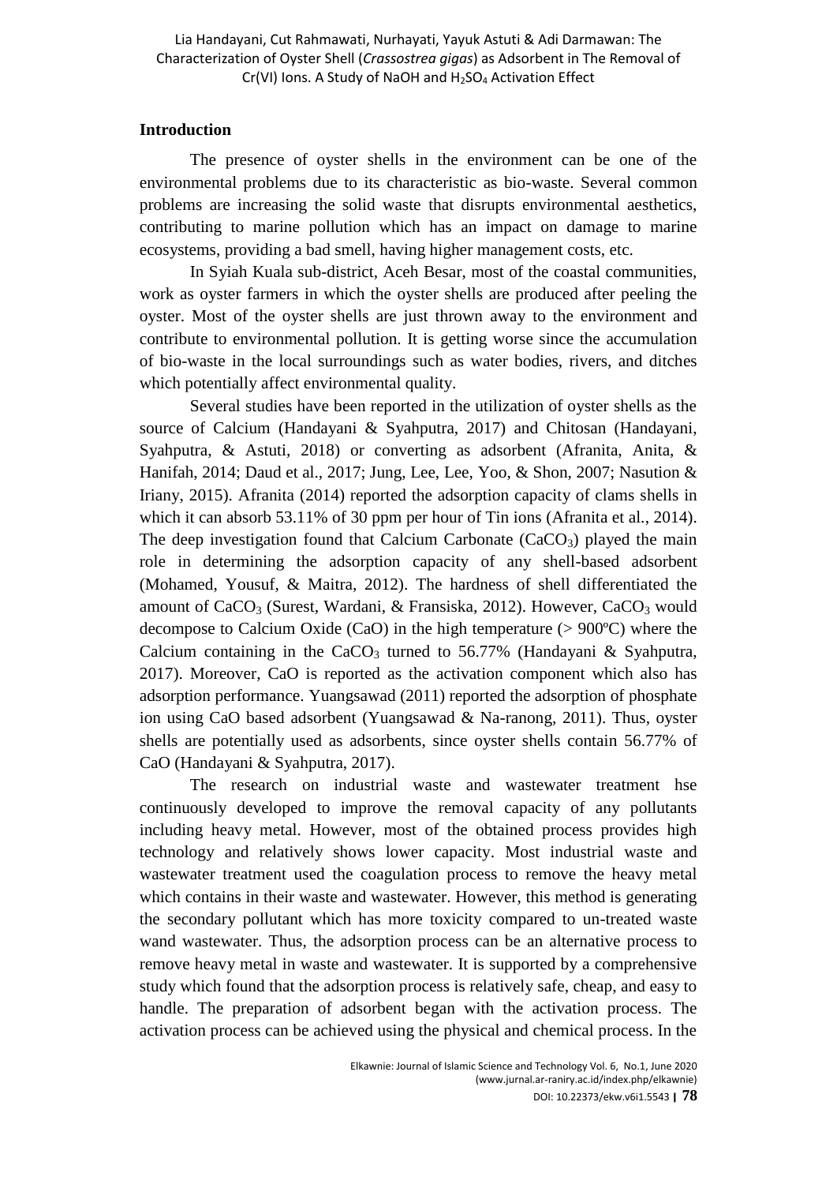## Introduction

The presence of oyster shells in the environment can be one of the environmental problems due to its characteristic as bio-waste. Several common problems are increasing the solid waste that disrupts environmental aesthetics, contributing to marine pollution which has an impact on damage to marine ecosystems, providing a bad smell, having higher management costs, etc.

In Syiah Kuala sub-district, Aceh Besar, most of the coastal communities, work as oyster farmers in which the oyster shells are produced after peeling the oyster. Most of the oyster shells are just thrown away to the environment and contribute to environmental pollution. It is getting worse since the accumulation of bio-waste in the local surroundings such as water bodies, rivers, and ditches which potentially affect environmental quality.

Several studies have been reported in the utilization of oyster shells as the source of Calcium (Handayani & Syahputra, 2017) and Chitosan (Handayani, Syahputra, & Astuti, 2018) or converting as adsorbent (Afranita, Anita, & Hanifah, 2014; Daud et al., 2017; Jung, Lee, Lee, Yoo, & Shon, 2007; Nasution & Iriany, 2015). Afranita (2014) reported the adsorption capacity of clams shells in which it can absorb 53.11% of 30 ppm per hour of Tin ions (Afranita et al., 2014). The deep investigation found that Calcium Carbonate ($CaCO_3$) played the main role in determining the adsorption capacity of any shell-based adsorbent (Mohamed, Yousuf, & Maitra, 2012). The hardness of shell differentiated the amount of $CaCO_3$ (Surest, Wardani, & Fransiska, 2012). However, $CaCO_3$ would decompose to Calcium Oxide (CaO) in the high temperature (> 900ºC) where the Calcium containing in the $CaCO_3$ turned to 56.77% (Handayani & Syahputra, 2017). Moreover, CaO is reported as the activation component which also has adsorption performance. Yuangsawad (2011) reported the adsorption of phosphate ion using CaO based adsorbent (Yuangsawad & Na-ranong, 2011). Thus, oyster shells are potentially used as adsorbents, since oyster shells contain 56.77% of CaO (Handayani & Syahputra, 2017).

The research on industrial waste and wastewater treatment hse continuously developed to improve the removal capacity of any pollutants including heavy metal. However, most of the obtained process provides high technology and relatively shows lower capacity. Most industrial waste and wastewater treatment used the coagulation process to remove the heavy metal which contains in their waste and wastewater. However, this method is generating the secondary pollutant which has more toxicity compared to un-treated waste wand wastewater. Thus, the adsorption process can be an alternative process to remove heavy metal in waste and wastewater. It is supported by a comprehensive study which found that the adsorption process is relatively safe, cheap, and easy to handle. The preparation of adsorbent began with the activation process. The activation process can be achieved using the physical and chemical process. In the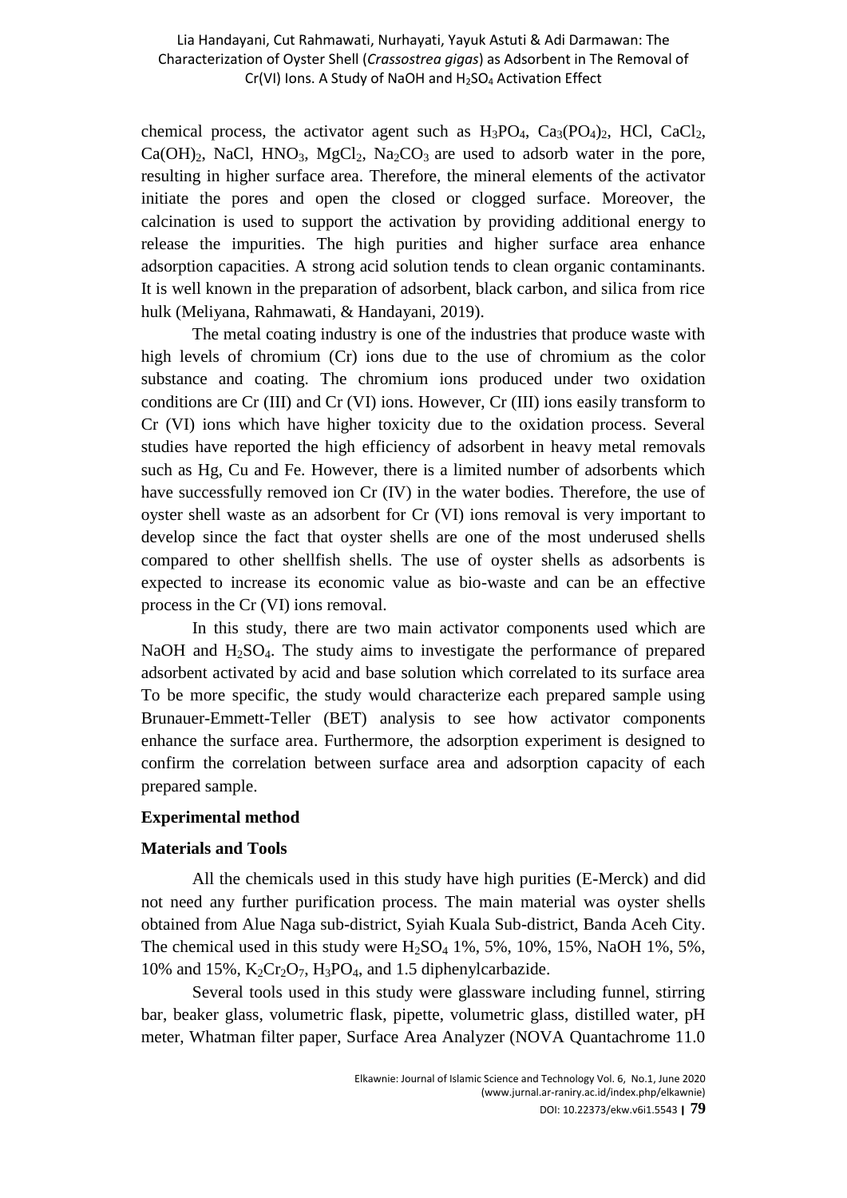chemical process, the activator agent such as $H_3PO_4$, $Ca_3(PO_4)_2$, HCl, $CaCl_2$, $Ca(OH)_2$, NaCl, $HNO_3$, $MgCl_2$, $Na_2CO_3$ are used to adsorb water in the pore, resulting in higher surface area. Therefore, the mineral elements of the activator initiate the pores and open the closed or clogged surface. Moreover, the calcination is used to support the activation by providing additional energy to release the impurities. The high purities and higher surface area enhance adsorption capacities. A strong acid solution tends to clean organic contaminants. It is well known in the preparation of adsorbent, black carbon, and silica from rice hulk (Meliyana, Rahmawati, & Handayani, 2019).

The metal coating industry is one of the industries that produce waste with high levels of chromium (Cr) ions due to the use of chromium as the color substance and coating. The chromium ions produced under two oxidation conditions are Cr (III) and Cr (VI) ions. However, Cr (III) ions easily transform to Cr (VI) ions which have higher toxicity due to the oxidation process. Several studies have reported the high efficiency of adsorbent in heavy metal removals such as Hg, Cu and Fe. However, there is a limited number of adsorbents which have successfully removed ion Cr (IV) in the water bodies. Therefore, the use of oyster shell waste as an adsorbent for Cr (VI) ions removal is very important to develop since the fact that oyster shells are one of the most underused shells compared to other shellfish shells. The use of oyster shells as adsorbents is expected to increase its economic value as bio-waste and can be an effective process in the Cr (VI) ions removal.

In this study, there are two main activator components used which are NaOH and $H_2SO_4$. The study aims to investigate the performance of prepared adsorbent activated by acid and base solution which correlated to its surface area To be more specific, the study would characterize each prepared sample using Brunauer-Emmett-Teller (BET) analysis to see how activator components enhance the surface area. Furthermore, the adsorption experiment is designed to confirm the correlation between surface area and adsorption capacity of each prepared sample.

## Experimental method

### Materials and Tools

All the chemicals used in this study have high purities (E-Merck) and did not need any further purification process. The main material was oyster shells obtained from Alue Naga sub-district, Syiah Kuala Sub-district, Banda Aceh City. The chemical used in this study were $H_2SO_4$ 1%, 5%, 10%, 15%, NaOH 1%, 5%, 10% and 15%, $K_2Cr_2O_7$, $H_3PO_4$, and 1.5 diphenylcarbazide.

Several tools used in this study were glassware including funnel, stirring bar, beaker glass, volumetric flask, pipette, volumetric glass, distilled water, pH meter, Whatman filter paper, Surface Area Analyzer (NOVA Quantachrome 11.0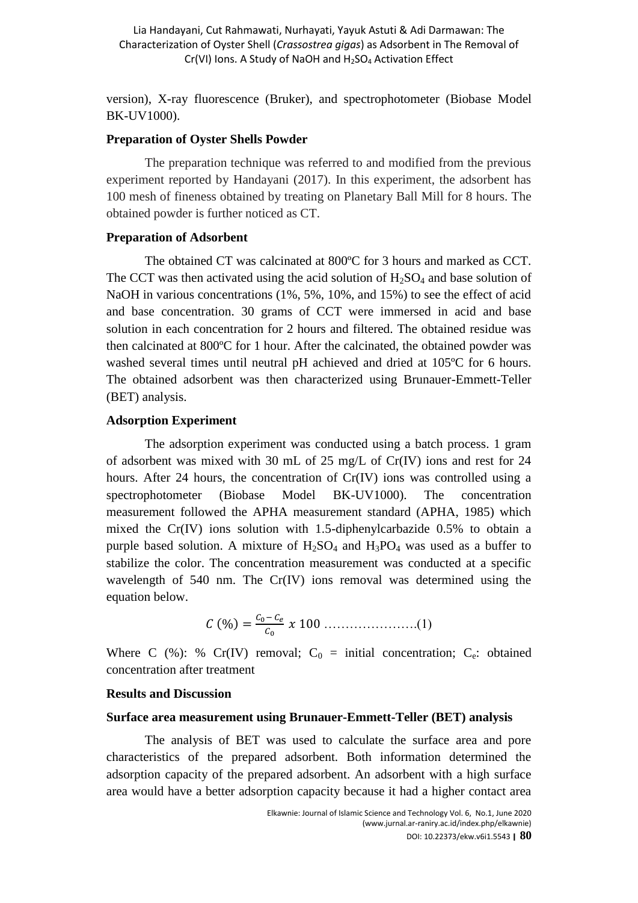version), X-ray fluorescence (Bruker), and spectrophotometer (Biobase Model BK-UV1000).

**Preparation of Oyster Shells Powder**

The preparation technique was referred to and modified from the previous experiment reported by Handayani (2017). In this experiment, the adsorbent has 100 mesh of fineness obtained by treating on Planetary Ball Mill for 8 hours. The obtained powder is further noticed as CT.

**Preparation of Adsorbent**

The obtained CT was calcinated at 800ºC for 3 hours and marked as CCT. The CCT was then activated using the acid solution of $H_2SO_4$ and base solution of NaOH in various concentrations (1%, 5%, 10%, and 15%) to see the effect of acid and base concentration. 30 grams of CCT were immersed in acid and base solution in each concentration for 2 hours and filtered. The obtained residue was then calcinated at 800ºC for 1 hour. After the calcinated, the obtained powder was washed several times until neutral pH achieved and dried at 105ºC for 6 hours. The obtained adsorbent was then characterized using Brunauer-Emmett-Teller (BET) analysis.

**Adsorption Experiment**

The adsorption experiment was conducted using a batch process. 1 gram of adsorbent was mixed with 30 mL of 25 mg/L of Cr(IV) ions and rest for 24 hours. After 24 hours, the concentration of Cr(IV) ions was controlled using a spectrophotometer (Biobase Model BK-UV1000). The concentration measurement followed the APHA measurement standard (APHA, 1985) which mixed the Cr(IV) ions solution with 1.5-diphenylcarbazide 0.5% to obtain a purple based solution. A mixture of $H_2SO_4$ and $H_3PO_4$ was used as a buffer to stabilize the color. The concentration measurement was conducted at a specific wavelength of 540 nm. The Cr(IV) ions removal was determined using the equation below.

$$C\ (\%) = \frac{C_0 - C_e}{C_0}\ x\ 100 \ \ldots\ldots\ldots\ldots\ldots\ldots\ldots(1)$$

Where C (%): % Cr(IV) removal; $C_0$ = initial concentration; $C_e$: obtained concentration after treatment

**Results and Discussion**

**Surface area measurement using Brunauer-Emmett-Teller (BET) analysis**

The analysis of BET was used to calculate the surface area and pore characteristics of the prepared adsorbent. Both information determined the adsorption capacity of the prepared adsorbent. An adsorbent with a high surface area would have a better adsorption capacity because it had a higher contact area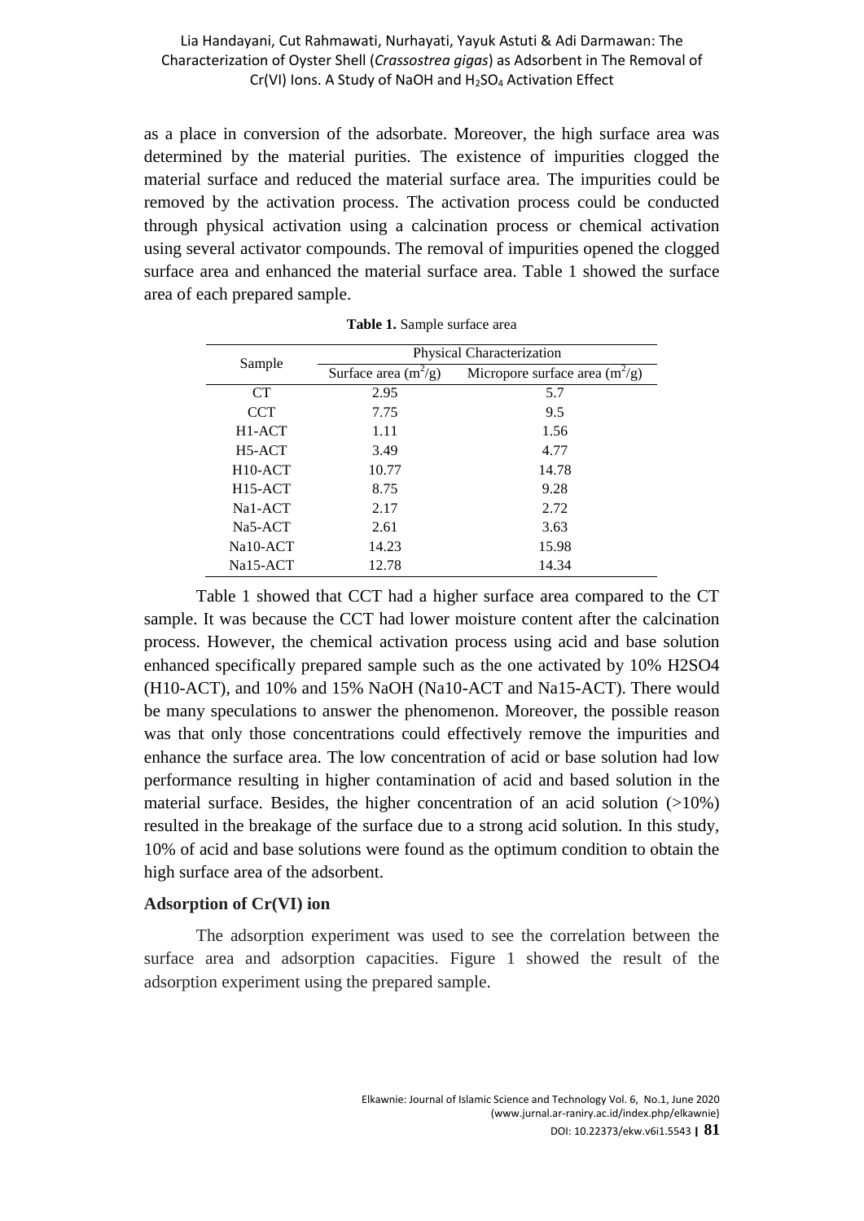as a place in conversion of the adsorbate. Moreover, the high surface area was determined by the material purities. The existence of impurities clogged the material surface and reduced the material surface area. The impurities could be removed by the activation process. The activation process could be conducted through physical activation using a calcination process or chemical activation using several activator compounds. The removal of impurities opened the clogged surface area and enhanced the material surface area. Table 1 showed the surface area of each prepared sample.

**Table 1.** Sample surface area

| Sample | Physical Characterization | |
|---|---|---|
| | Surface area ($m^2/g$) | Micropore surface area ($m^2/g$) |
| CT | 2.95 | 5.7 |
| CCT | 7.75 | 9.5 |
| H1-ACT | 1.11 | 1.56 |
| H5-ACT | 3.49 | 4.77 |
| H10-ACT | 10.77 | 14.78 |
| H15-ACT | 8.75 | 9.28 |
| Na1-ACT | 2.17 | 2.72 |
| Na5-ACT | 2.61 | 3.63 |
| Na10-ACT | 14.23 | 15.98 |
| Na15-ACT | 12.78 | 14.34 |

Table 1 showed that CCT had a higher surface area compared to the CT sample. It was because the CCT had lower moisture content after the calcination process. However, the chemical activation process using acid and base solution enhanced specifically prepared sample such as the one activated by 10% H2SO4 (H10-ACT), and 10% and 15% NaOH (Na10-ACT and Na15-ACT). There would be many speculations to answer the phenomenon. Moreover, the possible reason was that only those concentrations could effectively remove the impurities and enhance the surface area. The low concentration of acid or base solution had low performance resulting in higher contamination of acid and based solution in the material surface. Besides, the higher concentration of an acid solution (>10%) resulted in the breakage of the surface due to a strong acid solution. In this study, 10% of acid and base solutions were found as the optimum condition to obtain the high surface area of the adsorbent.

### Adsorption of Cr(VI) ion

The adsorption experiment was used to see the correlation between the surface area and adsorption capacities. Figure 1 showed the result of the adsorption experiment using the prepared sample.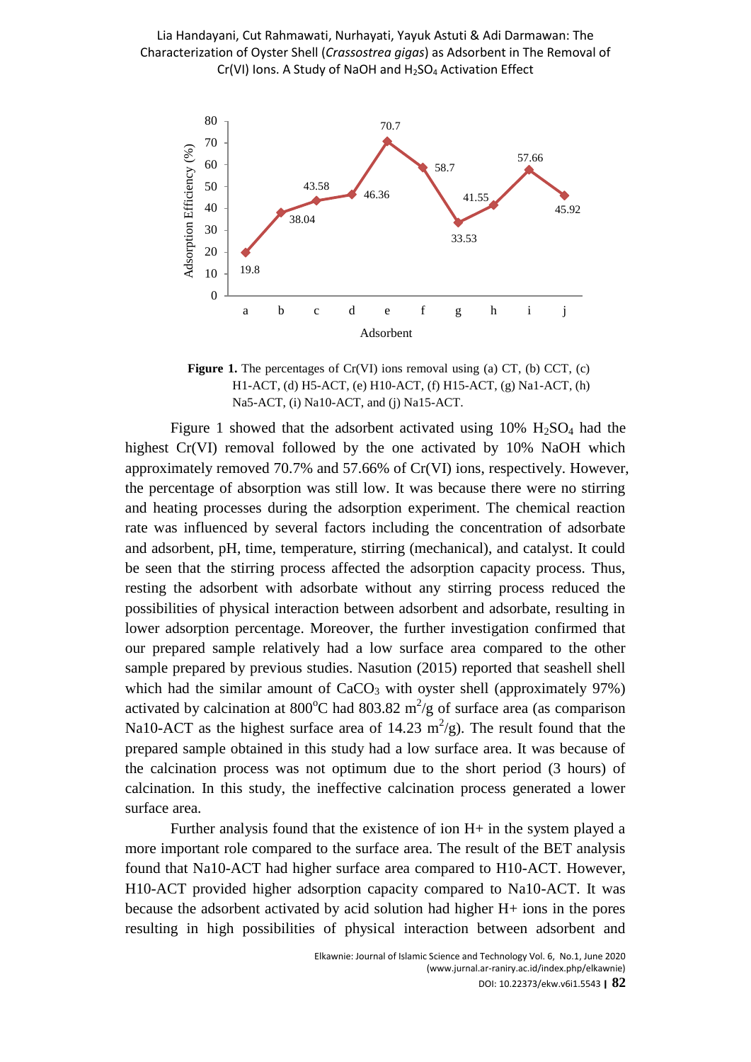**Figure 1.** The percentages of Cr(VI) ions removal using (a) CT, (b) CCT, (c) H1-ACT, (d) H5-ACT, (e) H10-ACT, (f) H15-ACT, (g) Na1-ACT, (h) Na5-ACT, (i) Na10-ACT, and (j) Na15-ACT.

Figure 1 showed that the adsorbent activated using 10% $H_2SO_4$ had the highest Cr(VI) removal followed by the one activated by 10% NaOH which approximately removed 70.7% and 57.66% of Cr(VI) ions, respectively. However, the percentage of absorption was still low. It was because there were no stirring and heating processes during the adsorption experiment. The chemical reaction rate was influenced by several factors including the concentration of adsorbate and adsorbent, pH, time, temperature, stirring (mechanical), and catalyst. It could be seen that the stirring process affected the adsorption capacity process. Thus, resting the adsorbent with adsorbate without any stirring process reduced the possibilities of physical interaction between adsorbent and adsorbate, resulting in lower adsorption percentage. Moreover, the further investigation confirmed that our prepared sample relatively had a low surface area compared to the other sample prepared by previous studies. Nasution (2015) reported that seashell shell which had the similar amount of $CaCO_3$ with oyster shell (approximately 97%) activated by calcination at 800°C had 803.82 $m^2$/g of surface area (as comparison Na10-ACT as the highest surface area of 14.23 $m^2$/g). The result found that the prepared sample obtained in this study had a low surface area. It was because of the calcination process was not optimum due to the short period (3 hours) of calcination. In this study, the ineffective calcination process generated a lower surface area.

Further analysis found that the existence of ion H+ in the system played a more important role compared to the surface area. The result of the BET analysis found that Na10-ACT had higher surface area compared to H10-ACT. However, H10-ACT provided higher adsorption capacity compared to Na10-ACT. It was because the adsorbent activated by acid solution had higher H+ ions in the pores resulting in high possibilities of physical interaction between adsorbent and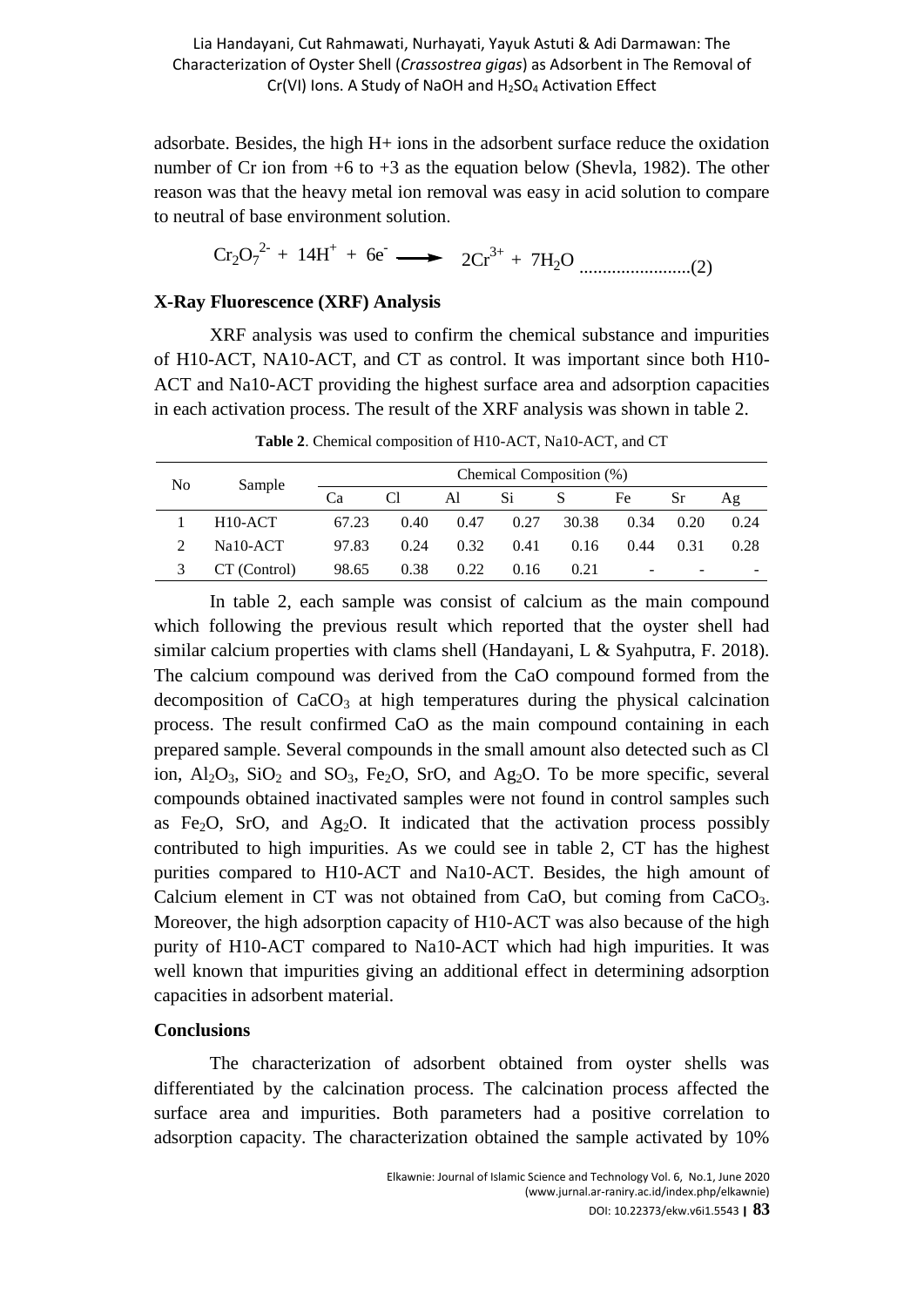adsorbate. Besides, the high H+ ions in the adsorbent surface reduce the oxidation number of Cr ion from +6 to +3 as the equation below (Shevla, 1982). The other reason was that the heavy metal ion removal was easy in acid solution to compare to neutral of base environment solution.

$$Cr_2O_7^{2-} + 14H^+ + 6e^- \longrightarrow 2Cr^{3+} + 7H_2O \quad \text{......................(2)}$$

### X-Ray Fluorescence (XRF) Analysis

XRF analysis was used to confirm the chemical substance and impurities of H10-ACT, NA10-ACT, and CT as control. It was important since both H10-ACT and Na10-ACT providing the highest surface area and adsorption capacities in each activation process. The result of the XRF analysis was shown in table 2.

**Table 2**. Chemical composition of H10-ACT, Na10-ACT, and CT

| No | Sample | Chemical Composition (%) | | | | | | | |
|---|---|---|---|---|---|---|---|---|---|
| | | Ca | Cl | Al | Si | S | Fe | Sr | Ag |
| 1 | H10-ACT | 67.23 | 0.40 | 0.47 | 0.27 | 30.38 | 0.34 | 0.20 | 0.24 |
| 2 | Na10-ACT | 97.83 | 0.24 | 0.32 | 0.41 | 0.16 | 0.44 | 0.31 | 0.28 |
| 3 | CT (Control) | 98.65 | 0.38 | 0.22 | 0.16 | 0.21 | - | - | - |

In table 2, each sample was consist of calcium as the main compound which following the previous result which reported that the oyster shell had similar calcium properties with clams shell (Handayani, L & Syahputra, F. 2018). The calcium compound was derived from the CaO compound formed from the decomposition of $CaCO_3$ at high temperatures during the physical calcination process. The result confirmed CaO as the main compound containing in each prepared sample. Several compounds in the small amount also detected such as Cl ion, $Al_2O_3$, $SiO_2$ and $SO_3$, $Fe_2O$, SrO, and $Ag_2O$. To be more specific, several compounds obtained inactivated samples were not found in control samples such as $Fe_2O$, SrO, and $Ag_2O$. It indicated that the activation process possibly contributed to high impurities. As we could see in table 2, CT has the highest purities compared to H10-ACT and Na10-ACT. Besides, the high amount of Calcium element in CT was not obtained from CaO, but coming from $CaCO_3$. Moreover, the high adsorption capacity of H10-ACT was also because of the high purity of H10-ACT compared to Na10-ACT which had high impurities. It was well known that impurities giving an additional effect in determining adsorption capacities in adsorbent material.

### Conclusions

The characterization of adsorbent obtained from oyster shells was differentiated by the calcination process. The calcination process affected the surface area and impurities. Both parameters had a positive correlation to adsorption capacity. The characterization obtained the sample activated by 10%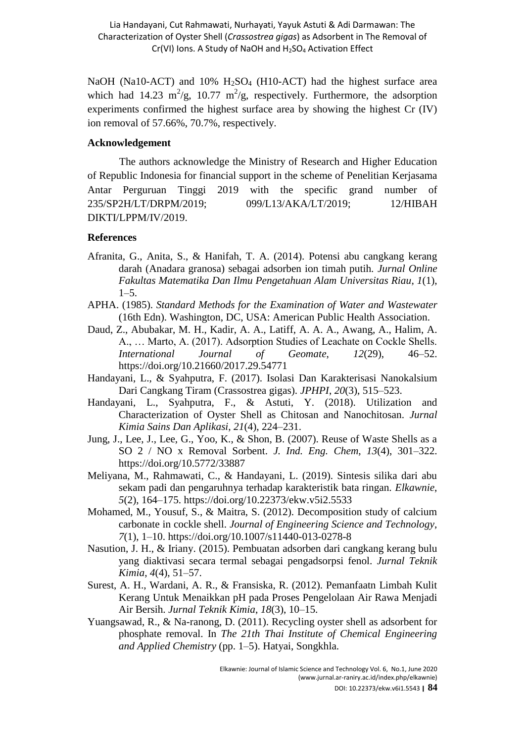NaOH (Na10-ACT) and 10% $H_2SO_4$ (H10-ACT) had the highest surface area which had 14.23 $m^2/g$, 10.77 $m^2/g$, respectively. Furthermore, the adsorption experiments confirmed the highest surface area by showing the highest Cr (IV) ion removal of 57.66%, 70.7%, respectively.

### Acknowledgement

The authors acknowledge the Ministry of Research and Higher Education of Republic Indonesia for financial support in the scheme of Penelitian Kerjasama Antar Perguruan Tinggi 2019 with the specific grand number of 235/SP2H/LT/DRPM/2019; 099/L13/AKA/LT/2019; 12/HIBAH DIKTI/LPPM/IV/2019.

### References

Afranita, G., Anita, S., & Hanifah, T. A. (2014). Potensi abu cangkang kerang darah (Anadara granosa) sebagai adsorben ion timah putih. *Jurnal Online Fakultas Matematika Dan Ilmu Pengetahuan Alam Universitas Riau*, *1*(1), 1–5.

APHA. (1985). *Standard Methods for the Examination of Water and Wastewater* (16th Edn). Washington, DC, USA: American Public Health Association.

Daud, Z., Abubakar, M. H., Kadir, A. A., Latiff, A. A. A., Awang, A., Halim, A. A., … Marto, A. (2017). Adsorption Studies of Leachate on Cockle Shells. *International Journal of Geomate*, *12*(29), 46–52. https://doi.org/10.21660/2017.29.54771

Handayani, L., & Syahputra, F. (2017). Isolasi Dan Karakterisasi Nanokalsium Dari Cangkang Tiram (Crassostrea gigas). *JPHPI*, *20*(3), 515–523.

Handayani, L., Syahputra, F., & Astuti, Y. (2018). Utilization and Characterization of Oyster Shell as Chitosan and Nanochitosan. *Jurnal Kimia Sains Dan Aplikasi*, *21*(4), 224–231.

Jung, J., Lee, J., Lee, G., Yoo, K., & Shon, B. (2007). Reuse of Waste Shells as a SO 2 / NO x Removal Sorbent. *J. Ind. Eng. Chem*, *13*(4), 301–322. https://doi.org/10.5772/33887

Meliyana, M., Rahmawati, C., & Handayani, L. (2019). Sintesis silika dari abu sekam padi dan pengaruhnya terhadap karakteristik bata ringan. *Elkawnie*, *5*(2), 164–175. https://doi.org/10.22373/ekw.v5i2.5533

Mohamed, M., Yousuf, S., & Maitra, S. (2012). Decomposition study of calcium carbonate in cockle shell. *Journal of Engineering Science and Technology*, *7*(1), 1–10. https://doi.org/10.1007/s11440-013-0278-8

Nasution, J. H., & Iriany. (2015). Pembuatan adsorben dari cangkang kerang bulu yang diaktivasi secara termal sebagai pengadsorpsi fenol. *Jurnal Teknik Kimia*, *4*(4), 51–57.

Surest, A. H., Wardani, A. R., & Fransiska, R. (2012). Pemanfaatn Limbah Kulit Kerang Untuk Menaikkan pH pada Proses Pengelolaan Air Rawa Menjadi Air Bersih. *Jurnal Teknik Kimia*, *18*(3), 10–15.

Yuangsawad, R., & Na-ranong, D. (2011). Recycling oyster shell as adsorbent for phosphate removal. In *The 21th Thai Institute of Chemical Engineering and Applied Chemistry* (pp. 1–5). Hatyai, Songkhla.